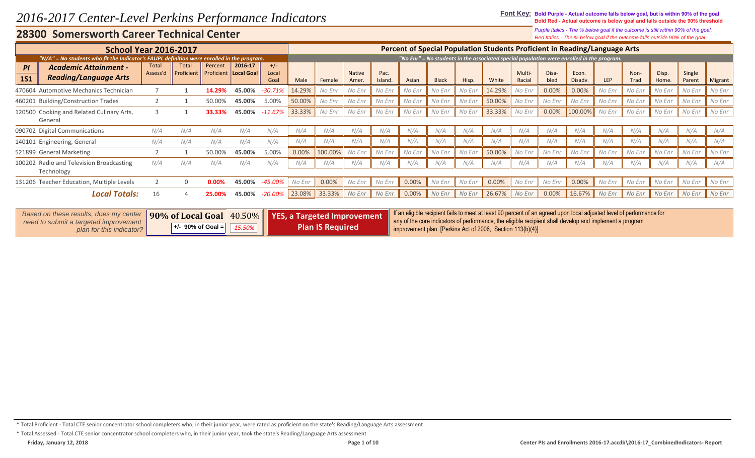# 2016-2017 Center-Level Perkins Performance Indicators

**Font Key:** **Bold Purple - Actual outcome falls below goal, but is within 90% of the goal**
**Bold Red - Actual outcome is below goal and falls outside the 90% threshold**
*Purple Italics - The % below goal if the outcome is still within 90% of the goal.*
*Red Italics - The % below goal if the outcome falls outside 90% of the goal.*

## 28300 Somersworth Career Technical Center

**School Year 2016-2017**

*"N/A" = No students who fit the Indicator's FAUPL definition were enrolled in the program.*

**Percent of Special Population Students Proficient in Reading/Language Arts**

*"No Enr" = No students in the associated special population were enrolled in the program.*

| PI 1S1 | Academic Attainment - Reading/Language Arts | Total Assess'd | Total Proficient | Percent Proficient | 2016-17 Local Goal | +/- Local Goal | Male | Female | Native Amer. | Pac. Island. | Asian | Black | Hisp. | White | Multi-Racial | Disa-bled | Econ. Disadv. | LEP | Non-Trad | Disp. Home. | Single Parent | Migrant |
|---|---|---|---|---|---|---|---|---|---|---|---|---|---|---|---|---|---|---|---|---|---|---|
| 470604 | Automotive Mechanics Technician | 7 | 1 | **14.29%** | **45.00%** | *-30.71%* | 14.29% | *No Enr* | *No Enr* | *No Enr* | *No Enr* | *No Enr* | *No Enr* | 14.29% | *No Enr* | 0.00% | 0.00% | *No Enr* | *No Enr* | *No Enr* | *No Enr* | *No Enr* |
| 460201 | Building/Construction Trades | 2 | 1 | 50.00% | **45.00%** | 5.00% | 50.00% | *No Enr* | *No Enr* | *No Enr* | *No Enr* | *No Enr* | *No Enr* | 50.00% | *No Enr* | *No Enr* | *No Enr* | *No Enr* | *No Enr* | *No Enr* | *No Enr* | *No Enr* |
| 120500 | Cooking and Related Culinary Arts, General | 3 | 1 | **33.33%** | **45.00%** | *-11.67%* | 33.33% | *No Enr* | *No Enr* | *No Enr* | *No Enr* | *No Enr* | *No Enr* | 33.33% | *No Enr* | 0.00% | 100.00% | *No Enr* | *No Enr* | *No Enr* | *No Enr* | *No Enr* |
| 090702 | Digital Communications | *N/A* | *N/A* | *N/A* | *N/A* | *N/A* | *N/A* | *N/A* | *N/A* | *N/A* | *N/A* | *N/A* | *N/A* | *N/A* | *N/A* | *N/A* | *N/A* | *N/A* | *N/A* | *N/A* | *N/A* | *N/A* |
| 140101 | Engineering, General | *N/A* | *N/A* | *N/A* | *N/A* | *N/A* | *N/A* | *N/A* | *N/A* | *N/A* | *N/A* | *N/A* | *N/A* | *N/A* | *N/A* | *N/A* | *N/A* | *N/A* | *N/A* | *N/A* | *N/A* | *N/A* |
| 521899 | General Marketing | 2 | 1 | 50.00% | **45.00%** | 5.00% | 0.00% | 100.00% | *No Enr* | *No Enr* | *No Enr* | *No Enr* | *No Enr* | 50.00% | *No Enr* | *No Enr* | *No Enr* | *No Enr* | *No Enr* | *No Enr* | *No Enr* | *No Enr* |
| 100202 | Radio and Television Broadcasting Technology | *N/A* | *N/A* | *N/A* | *N/A* | *N/A* | *N/A* | *N/A* | *N/A* | *N/A* | *N/A* | *N/A* | *N/A* | *N/A* | *N/A* | *N/A* | *N/A* | *N/A* | *N/A* | *N/A* | *N/A* | *N/A* |
| 131206 | Teacher Education, Multiple Levels | 2 | 0 | **0.00%** | **45.00%** | *-45.00%* | *No Enr* | 0.00% | *No Enr* | *No Enr* | 0.00% | *No Enr* | *No Enr* | 0.00% | *No Enr* | *No Enr* | 0.00% | *No Enr* | *No Enr* | *No Enr* | *No Enr* | *No Enr* |
| | ***Local Totals:*** | 16 | 4 | **25.00%** | **45.00%** | *-20.00%* | 23.08% | 33.33% | *No Enr* | *No Enr* | 0.00% | *No Enr* | *No Enr* | 26.67% | *No Enr* | 0.00% | 16.67% | *No Enr* | *No Enr* | *No Enr* | *No Enr* | *No Enr* |

*Based on these results, does my center need to submit a targeted improvement plan for this indicator?*

| **90% of Local Goal** | 40.50% |
|---|---|
| **+/- 90% of Goal =** | *-15.50%* |

**YES, a Targeted Improvement Plan IS Required**

If an eligible recipient fails to meet at least 90 percent of an agreed upon local adjusted level of performance for any of the core indicators of performance, the eligible recipient shall develop and implement a program improvement plan. [Perkins Act of 2006, Section 113(b)(4)]

\* Total Proficient - Total CTE senior concentrator school completers who, in their junior year, were rated as proficient on the state's Reading/Language Arts assessment

\* Total Assessed - Total CTE senior concentrator school completers who, in their junior year, took the state's Reading/Language Arts assessment

Friday, January 12, 2018

Center PIs and Enrollments 2016-17.accdb\2016-17_CombinedIndicators- Report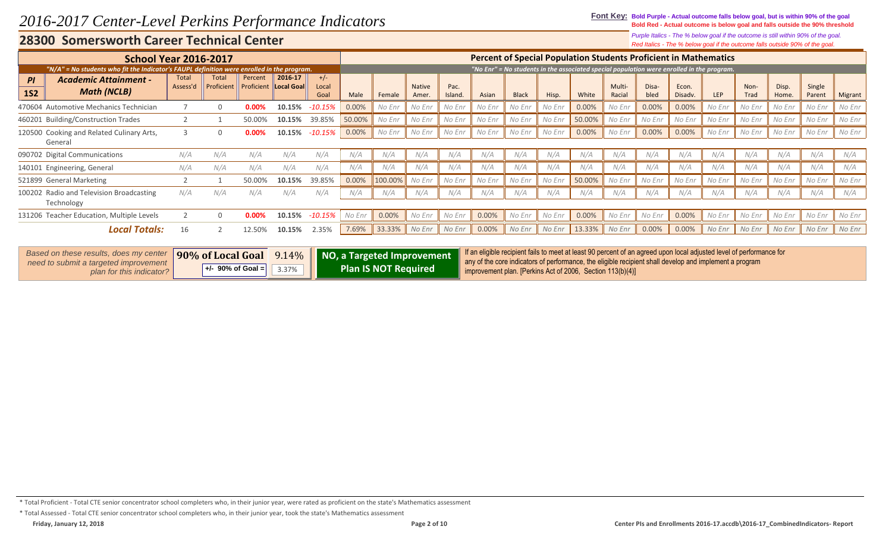# 2016-2017 Center-Level Perkins Performance Indicators

## 28300 Somersworth Career Technical Center

**Font Key:** **Bold Purple - Actual outcome falls below goal, but is within 90% of the goal**
**Bold Red - Actual outcome is below goal and falls outside the 90% threshold**
*Purple Italics - The % below goal if the outcome is still within 90% of the goal.*
*Red Italics - The % below goal if the outcome falls outside 90% of the goal.*

| School Year 2016-2017 | | | | | | | Percent of Special Population Students Proficient in Mathematics | | | | | | | | | | | | | | | | |
|---|---|---|---|---|---|---|---|---|---|---|---|---|---|---|---|---|---|---|---|---|---|---|---|
| *"N/A" = No students who fit the Indicator's FAUPL definition were enrolled in the program.* | | | | | | | *"No Enr" = No students in the associated special population were enrolled in the program.* | | | | | | | | | | | | | | | | |
| PI 1S2 | Academic Attainment - Math (NCLB) | Total Assess'd | Total Proficient | Percent Proficient | 2016-17 Local Goal | +/- Local Goal | Male | Female | Native Amer. | Pac. Island. | Asian | Black | Hisp. | White | Multi-Racial | Disa-bled | Econ. Disadv. | LEP | Non-Trad | Disp. Home. | Single Parent | Migrant |
| 470604 | Automotive Mechanics Technician | 7 | 0 | **0.00%** | 10.15% | *-10.15%* | 0.00% | *No Enr* | *No Enr* | *No Enr* | *No Enr* | *No Enr* | *No Enr* | 0.00% | *No Enr* | 0.00% | 0.00% | *No Enr* | *No Enr* | *No Enr* | *No Enr* | *No Enr* |
| 460201 | Building/Construction Trades | 2 | 1 | 50.00% | 10.15% | 39.85% | 50.00% | *No Enr* | *No Enr* | *No Enr* | *No Enr* | *No Enr* | *No Enr* | 50.00% | *No Enr* | *No Enr* | *No Enr* | *No Enr* | *No Enr* | *No Enr* | *No Enr* | *No Enr* |
| 120500 | Cooking and Related Culinary Arts, General | 3 | 0 | **0.00%** | 10.15% | *-10.15%* | 0.00% | *No Enr* | *No Enr* | *No Enr* | *No Enr* | *No Enr* | *No Enr* | 0.00% | *No Enr* | 0.00% | 0.00% | *No Enr* | *No Enr* | *No Enr* | *No Enr* | *No Enr* |
| 090702 | Digital Communications | *N/A* | *N/A* | *N/A* | *N/A* | *N/A* | *N/A* | *N/A* | *N/A* | *N/A* | *N/A* | *N/A* | *N/A* | *N/A* | *N/A* | *N/A* | *N/A* | *N/A* | *N/A* | *N/A* | *N/A* | *N/A* |
| 140101 | Engineering, General | *N/A* | *N/A* | *N/A* | *N/A* | *N/A* | *N/A* | *N/A* | *N/A* | *N/A* | *N/A* | *N/A* | *N/A* | *N/A* | *N/A* | *N/A* | *N/A* | *N/A* | *N/A* | *N/A* | *N/A* | *N/A* |
| 521899 | General Marketing | 2 | 1 | 50.00% | 10.15% | 39.85% | 0.00% | 100.00% | *No Enr* | *No Enr* | *No Enr* | *No Enr* | *No Enr* | 50.00% | *No Enr* | *No Enr* | *No Enr* | *No Enr* | *No Enr* | *No Enr* | *No Enr* | *No Enr* |
| 100202 | Radio and Television Broadcasting Technology | *N/A* | *N/A* | *N/A* | *N/A* | *N/A* | *N/A* | *N/A* | *N/A* | *N/A* | *N/A* | *N/A* | *N/A* | *N/A* | *N/A* | *N/A* | *N/A* | *N/A* | *N/A* | *N/A* | *N/A* | *N/A* |
| 131206 | Teacher Education, Multiple Levels | 2 | 0 | **0.00%** | 10.15% | *-10.15%* | *No Enr* | 0.00% | *No Enr* | *No Enr* | 0.00% | *No Enr* | *No Enr* | 0.00% | *No Enr* | *No Enr* | 0.00% | *No Enr* | *No Enr* | *No Enr* | *No Enr* | *No Enr* |
| | ***Local Totals:*** | 16 | 2 | 12.50% | 10.15% | 2.35% | 7.69% | 33.33% | *No Enr* | *No Enr* | 0.00% | *No Enr* | *No Enr* | 13.33% | *No Enr* | 0.00% | 0.00% | *No Enr* | *No Enr* | *No Enr* | *No Enr* | *No Enr* |

*Based on these results, does my center need to submit a targeted improvement plan for this indicator?*

| **90% of Local Goal** | 9.14% |
|---|---|
| **+/- 90% of Goal =** | 3.37% |

**NO, a Targeted Improvement Plan IS NOT Required**

If an eligible recipient fails to meet at least 90 percent of an agreed upon local adjusted level of performance for any of the core indicators of performance, the eligible recipient shall develop and implement a program improvement plan. [Perkins Act of 2006, Section 113(b)(4)]

* Total Proficient - Total CTE senior concentrator school completers who, in their junior year, were rated as proficient on the state's Mathematics assessment

* Total Assessed - Total CTE senior concentrator school completers who, in their junior year, took the state's Mathematics assessment

Friday, January 12, 2018

Center PIs and Enrollments 2016-17.accdb\2016-17_CombinedIndicators- Report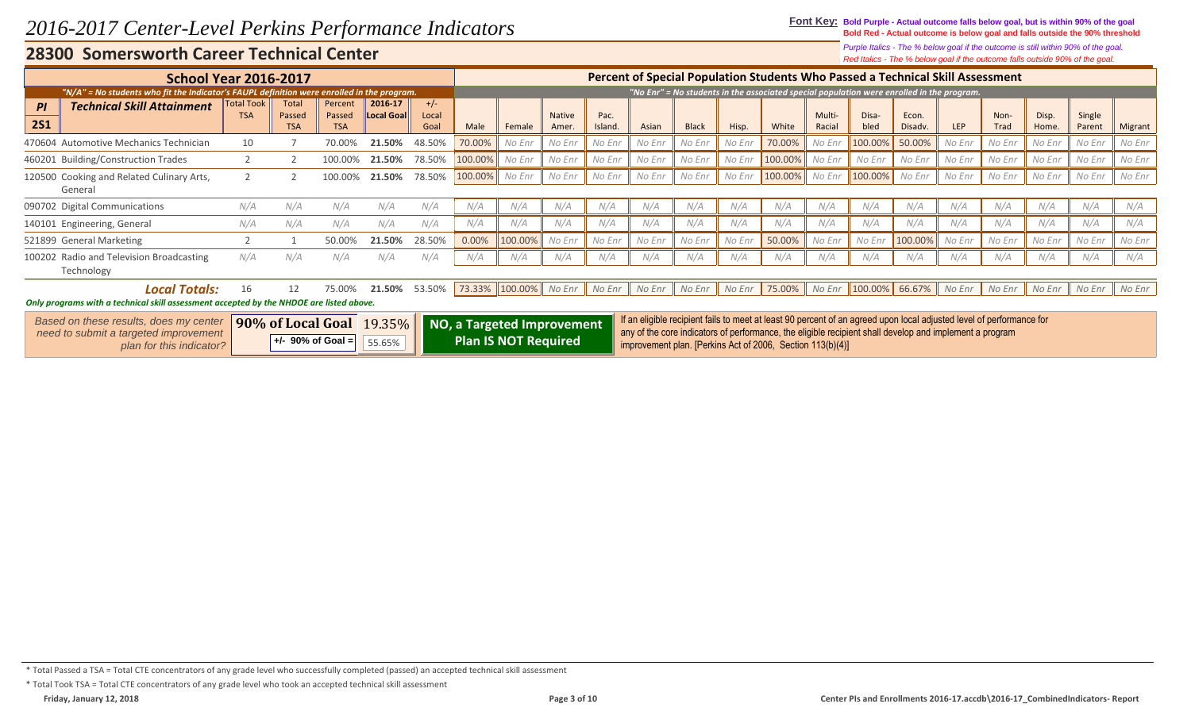# 2016-2017 Center-Level Perkins Performance Indicators

**Font Key:** **Bold Purple - Actual outcome falls below goal, but is within 90% of the goal**
**Bold Red - Actual outcome is below goal and falls outside the 90% threshold**
*Purple Italics - The % below goal if the outcome is still within 90% of the goal.*
*Red Italics - The % below goal if the outcome falls outside 90% of the goal.*

## 28300 Somersworth Career Technical Center

**School Year 2016-2017** — *"N/A" = No students who fit the Indicator's FAUPL definition were enrolled in the program.*

**Percent of Special Population Students Who Passed a Technical Skill Assessment** — *"No Enr" = No students in the associated special population were enrolled in the program.*

| PI 2S1 Technical Skill Attainment | Total Took TSA | Total Passed TSA | Percent Passed TSA | 2016-17 Local Goal | +/- Local Goal | Male | Female | Native Amer. | Pac. Island. | Asian | Black | Hisp. | White | Multi-Racial | Disa-bled | Econ. Disadv. | LEP | Non-Trad | Disp. Home. | Single Parent | Migrant |
|---|---|---|---|---|---|---|---|---|---|---|---|---|---|---|---|---|---|---|---|---|---|
| 470604 Automotive Mechanics Technician | 10 | 7 | 70.00% | **21.50%** | 48.50% | 70.00% | *No Enr* | *No Enr* | *No Enr* | *No Enr* | *No Enr* | *No Enr* | 70.00% | *No Enr* | 100.00% | 50.00% | *No Enr* | *No Enr* | *No Enr* | *No Enr* | *No Enr* |
| 460201 Building/Construction Trades | 2 | 2 | 100.00% | **21.50%** | 78.50% | 100.00% | *No Enr* | *No Enr* | *No Enr* | *No Enr* | *No Enr* | *No Enr* | 100.00% | *No Enr* | *No Enr* | *No Enr* | *No Enr* | *No Enr* | *No Enr* | *No Enr* | *No Enr* |
| 120500 Cooking and Related Culinary Arts, General | 2 | 2 | 100.00% | **21.50%** | 78.50% | 100.00% | *No Enr* | *No Enr* | *No Enr* | *No Enr* | *No Enr* | *No Enr* | 100.00% | *No Enr* | 100.00% | *No Enr* | *No Enr* | *No Enr* | *No Enr* | *No Enr* | *No Enr* |
| 090702 Digital Communications | *N/A* | *N/A* | *N/A* | *N/A* | *N/A* | *N/A* | *N/A* | *N/A* | *N/A* | *N/A* | *N/A* | *N/A* | *N/A* | *N/A* | *N/A* | *N/A* | *N/A* | *N/A* | *N/A* | *N/A* | *N/A* |
| 140101 Engineering, General | *N/A* | *N/A* | *N/A* | *N/A* | *N/A* | *N/A* | *N/A* | *N/A* | *N/A* | *N/A* | *N/A* | *N/A* | *N/A* | *N/A* | *N/A* | *N/A* | *N/A* | *N/A* | *N/A* | *N/A* | *N/A* |
| 521899 General Marketing | 2 | 1 | 50.00% | **21.50%** | 28.50% | 0.00% | 100.00% | *No Enr* | *No Enr* | *No Enr* | *No Enr* | *No Enr* | 50.00% | *No Enr* | *No Enr* | 100.00% | *No Enr* | *No Enr* | *No Enr* | *No Enr* | *No Enr* |
| 100202 Radio and Television Broadcasting Technology | *N/A* | *N/A* | *N/A* | *N/A* | *N/A* | *N/A* | *N/A* | *N/A* | *N/A* | *N/A* | *N/A* | *N/A* | *N/A* | *N/A* | *N/A* | *N/A* | *N/A* | *N/A* | *N/A* | *N/A* | *N/A* |
| ***Local Totals:*** | 16 | 12 | 75.00% | **21.50%** | 53.50% | 73.33% | 100.00% | *No Enr* | *No Enr* | *No Enr* | *No Enr* | *No Enr* | 75.00% | *No Enr* | 100.00% | 66.67% | *No Enr* | *No Enr* | *No Enr* | *No Enr* | *No Enr* |

***Only programs with a technical skill assessment accepted by the NHDOE are listed above.***

*Based on these results, does my center need to submit a targeted improvement plan for this indicator?*

**90% of Local Goal** 19.35%
**+/- 90% of Goal =** 55.65%

**NO, a Targeted Improvement Plan IS NOT Required**

If an eligible recipient fails to meet at least 90 percent of an agreed upon local adjusted level of performance for any of the core indicators of performance, the eligible recipient shall develop and implement a program improvement plan. [Perkins Act of 2006, Section 113(b)(4)]

\* Total Passed a TSA = Total CTE concentrators of any grade level who successfully completed (passed) an accepted technical skill assessment

\* Total Took TSA = Total CTE concentrators of any grade level who took an accepted technical skill assessment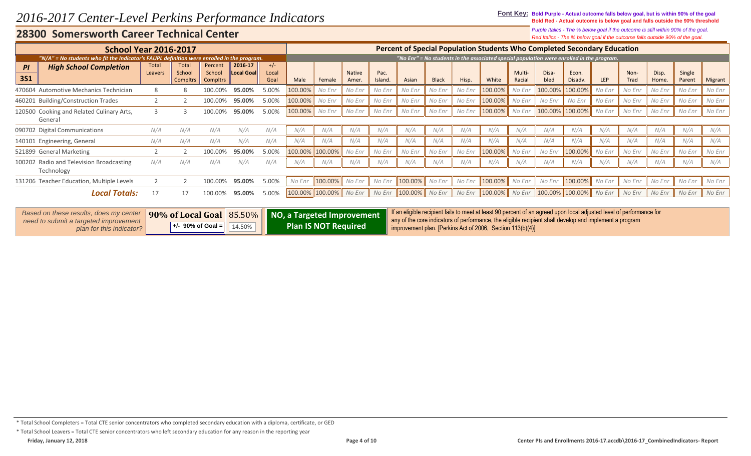# 2016-2017 Center-Level Perkins Performance Indicators

**Font Key:** **Bold Purple - Actual outcome falls below goal, but is within 90% of the goal**
**Bold Red - Actual outcome is below goal and falls outside the 90% threshold**
*Purple Italics - The % below goal if the outcome is still within 90% of the goal.*
*Red Italics - The % below goal if the outcome falls outside 90% of the goal.*

## 28300 Somersworth Career Technical Center

**School Year 2016-2017**

*"N/A" = No students who fit the Indicator's FAUPL definition were enrolled in the program.*

**Percent of Special Population Students Who Completed Secondary Education**

*"No Enr" = No students in the associated special population were enrolled in the program.*

| PI 3S1 High School Completion | Total Leavers | Total School Compltrs | Percent School Compltrs | 2016-17 Local Goal | +/- Local Goal | Male | Female | Native Amer. | Pac. Island. | Asian | Black | Hisp. | White | Multi-Racial | Disa-bled | Econ. Disadv. | LEP | Non-Trad | Disp. Home. | Single Parent | Migrant |
|---|---|---|---|---|---|---|---|---|---|---|---|---|---|---|---|---|---|---|---|---|---|
| 470604 Automotive Mechanics Technician | 8 | 8 | 100.00% | **95.00%** | 5.00% | 100.00% | No Enr | No Enr | No Enr | No Enr | No Enr | No Enr | 100.00% | No Enr | 100.00% | 100.00% | No Enr | No Enr | No Enr | No Enr | No Enr |
| 460201 Building/Construction Trades | 2 | 2 | 100.00% | **95.00%** | 5.00% | 100.00% | No Enr | No Enr | No Enr | No Enr | No Enr | No Enr | 100.00% | No Enr | No Enr | No Enr | No Enr | No Enr | No Enr | No Enr | No Enr |
| 120500 Cooking and Related Culinary Arts, General | 3 | 3 | 100.00% | **95.00%** | 5.00% | 100.00% | No Enr | No Enr | No Enr | No Enr | No Enr | No Enr | 100.00% | No Enr | 100.00% | 100.00% | No Enr | No Enr | No Enr | No Enr | No Enr |
| 090702 Digital Communications | N/A | N/A | N/A | N/A | N/A | N/A | N/A | N/A | N/A | N/A | N/A | N/A | N/A | N/A | N/A | N/A | N/A | N/A | N/A | N/A | N/A |
| 140101 Engineering, General | N/A | N/A | N/A | N/A | N/A | N/A | N/A | N/A | N/A | N/A | N/A | N/A | N/A | N/A | N/A | N/A | N/A | N/A | N/A | N/A | N/A |
| 521899 General Marketing | 2 | 2 | 100.00% | **95.00%** | 5.00% | 100.00% | 100.00% | No Enr | No Enr | No Enr | No Enr | No Enr | 100.00% | No Enr | No Enr | 100.00% | No Enr | No Enr | No Enr | No Enr | No Enr |
| 100202 Radio and Television Broadcasting Technology | N/A | N/A | N/A | N/A | N/A | N/A | N/A | N/A | N/A | N/A | N/A | N/A | N/A | N/A | N/A | N/A | N/A | N/A | N/A | N/A | N/A |
| 131206 Teacher Education, Multiple Levels | 2 | 2 | 100.00% | **95.00%** | 5.00% | No Enr | 100.00% | No Enr | No Enr | 100.00% | No Enr | No Enr | 100.00% | No Enr | No Enr | 100.00% | No Enr | No Enr | No Enr | No Enr | No Enr |
| ***Local Totals:*** | 17 | 17 | 100.00% | **95.00%** | 5.00% | 100.00% | 100.00% | No Enr | No Enr | 100.00% | No Enr | No Enr | 100.00% | No Enr | 100.00% | 100.00% | No Enr | No Enr | No Enr | No Enr | No Enr |

*Based on these results, does my center need to submit a targeted improvement plan for this indicator?*

**90% of Local Goal** 85.50%
**+/- 90% of Goal =** 14.50%

**NO, a Targeted Improvement Plan IS NOT Required**

If an eligible recipient fails to meet at least 90 percent of an agreed upon local adjusted level of performance for any of the core indicators of performance, the eligible recipient shall develop and implement a program improvement plan. [Perkins Act of 2006, Section 113(b)(4)]

* Total School Completers = Total CTE senior concentrators who completed secondary education with a diploma, certificate, or GED

* Total School Leavers = Total CTE senior concentrators who left secondary education for any reason in the reporting year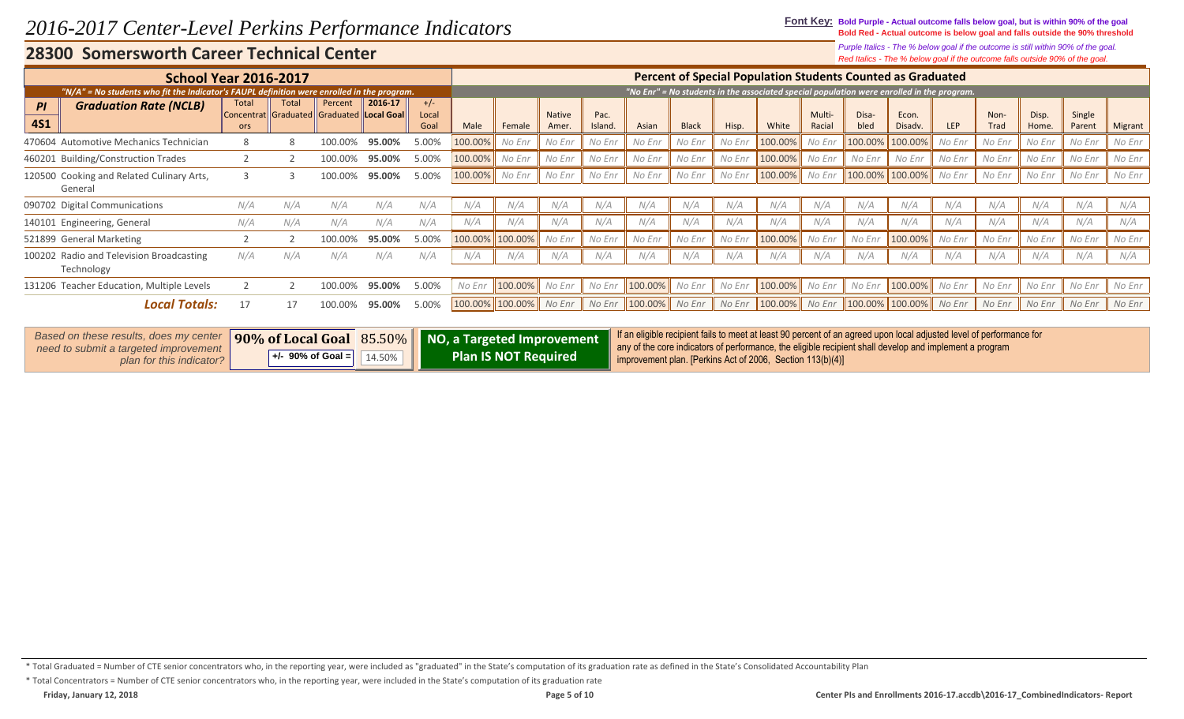# 2016-2017 Center-Level Perkins Performance Indicators

## 28300 Somersworth Career Technical Center

**Font Key:** **Bold Purple - Actual outcome falls below goal, but is within 90% of the goal**
**Bold Red - Actual outcome is below goal and falls outside the 90% threshold**
*Purple Italics - The % below goal if the outcome is still within 90% of the goal.*
*Red Italics - The % below goal if the outcome falls outside 90% of the goal.*

### School Year 2016-2017

*"N/A" = No students who fit the Indicator's FAUPL definition were enrolled in the program.*

**Percent of Special Population Students Counted as Graduated**

*"No Enr" = No students in the associated special population were enrolled in the program.*

| PI 4S1 | Graduation Rate (NCLB) | Total Concentrators | Total Graduated | Percent Graduated | 2016-17 Local Goal | +/- Local Goal | Male | Female | Native Amer. | Pac. Island. | Asian | Black | Hisp. | White | Multi-Racial | Disabled | Econ. Disadv. | LEP | Non-Trad | Disp. Home. | Single Parent | Migrant |
|---|---|---|---|---|---|---|---|---|---|---|---|---|---|---|---|---|---|---|---|---|---|---|
| 470604 | Automotive Mechanics Technician | 8 | 8 | 100.00% | **95.00%** | 5.00% | 100.00% | *No Enr* | *No Enr* | *No Enr* | *No Enr* | *No Enr* | *No Enr* | 100.00% | *No Enr* | 100.00% | 100.00% | *No Enr* | *No Enr* | *No Enr* | *No Enr* | *No Enr* |
| 460201 | Building/Construction Trades | 2 | 2 | 100.00% | **95.00%** | 5.00% | 100.00% | *No Enr* | *No Enr* | *No Enr* | *No Enr* | *No Enr* | *No Enr* | 100.00% | *No Enr* | *No Enr* | *No Enr* | *No Enr* | *No Enr* | *No Enr* | *No Enr* | *No Enr* |
| 120500 | Cooking and Related Culinary Arts, General | 3 | 3 | 100.00% | **95.00%** | 5.00% | 100.00% | *No Enr* | *No Enr* | *No Enr* | *No Enr* | *No Enr* | *No Enr* | 100.00% | *No Enr* | 100.00% | 100.00% | *No Enr* | *No Enr* | *No Enr* | *No Enr* | *No Enr* |
| 090702 | Digital Communications | *N/A* | *N/A* | *N/A* | *N/A* | *N/A* | *N/A* | *N/A* | *N/A* | *N/A* | *N/A* | *N/A* | *N/A* | *N/A* | *N/A* | *N/A* | *N/A* | *N/A* | *N/A* | *N/A* | *N/A* | *N/A* |
| 140101 | Engineering, General | *N/A* | *N/A* | *N/A* | *N/A* | *N/A* | *N/A* | *N/A* | *N/A* | *N/A* | *N/A* | *N/A* | *N/A* | *N/A* | *N/A* | *N/A* | *N/A* | *N/A* | *N/A* | *N/A* | *N/A* | *N/A* |
| 521899 | General Marketing | 2 | 2 | 100.00% | **95.00%** | 5.00% | 100.00% | 100.00% | *No Enr* | *No Enr* | *No Enr* | *No Enr* | *No Enr* | 100.00% | *No Enr* | *No Enr* | 100.00% | *No Enr* | *No Enr* | *No Enr* | *No Enr* | *No Enr* |
| 100202 | Radio and Television Broadcasting Technology | *N/A* | *N/A* | *N/A* | *N/A* | *N/A* | *N/A* | *N/A* | *N/A* | *N/A* | *N/A* | *N/A* | *N/A* | *N/A* | *N/A* | *N/A* | *N/A* | *N/A* | *N/A* | *N/A* | *N/A* | *N/A* |
| 131206 | Teacher Education, Multiple Levels | 2 | 2 | 100.00% | **95.00%** | 5.00% | *No Enr* | 100.00% | *No Enr* | *No Enr* | 100.00% | *No Enr* | *No Enr* | 100.00% | *No Enr* | *No Enr* | 100.00% | *No Enr* | *No Enr* | *No Enr* | *No Enr* | *No Enr* |
| | ***Local Totals:*** | 17 | 17 | 100.00% | **95.00%** | 5.00% | 100.00% | 100.00% | *No Enr* | *No Enr* | 100.00% | *No Enr* | *No Enr* | 100.00% | *No Enr* | 100.00% | 100.00% | *No Enr* | *No Enr* | *No Enr* | *No Enr* | *No Enr* |

*Based on these results, does my center need to submit a targeted improvement plan for this indicator?*

| **90% of Local Goal** | 85.50% |
|---|---|
| **+/- 90% of Goal =** | 14.50% |

**NO, a Targeted Improvement Plan IS NOT Required**

If an eligible recipient fails to meet at least 90 percent of an agreed upon local adjusted level of performance for any of the core indicators of performance, the eligible recipient shall develop and implement a program improvement plan. [Perkins Act of 2006, Section 113(b)(4)]

\* Total Graduated = Number of CTE senior concentrators who, in the reporting year, were included as "graduated" in the State's computation of its graduation rate as defined in the State's Consolidated Accountability Plan

\* Total Concentrators = Number of CTE senior concentrators who, in the reporting year, were included in the State's computation of its graduation rate

Friday, January 12, 2018 — Center PIs and Enrollments 2016-17.accdb\2016-17_CombinedIndicators- Report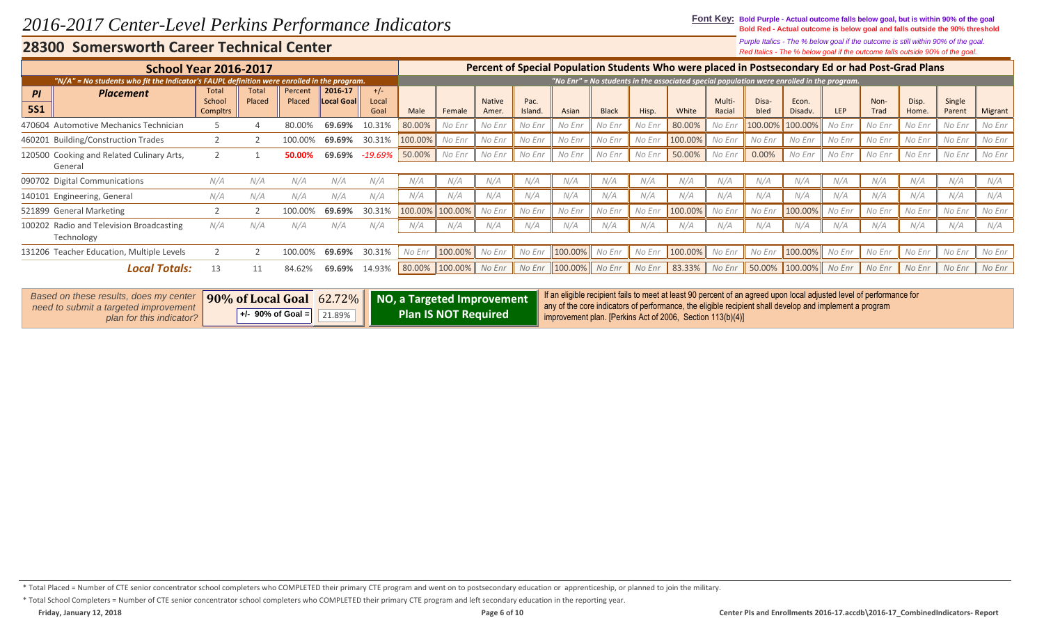# 2016-2017 Center-Level Perkins Performance Indicators

**Font Key:** **Bold Purple - Actual outcome falls below goal, but is within 90% of the goal**
**Bold Red - Actual outcome is below goal and falls outside the 90% threshold**
*Purple Italics - The % below goal if the outcome is still within 90% of the goal.*
*Red Italics - The % below goal if the outcome falls outside 90% of the goal.*

## 28300 Somersworth Career Technical Center

| School Year 2016-2017 | | | | | | | Percent of Special Population Students Who were placed in Postsecondary Ed or had Post-Grad Plans | | | | | | | | | | | | | | | | |
|---|---|---|---|---|---|---|---|---|---|---|---|---|---|---|---|---|---|---|---|---|---|---|---|
| *"N/A" = No students who fit the Indicator's FAUPL definition were enrolled in the program.* | | | | | | | *"No Enr" = No students in the associated special population were enrolled in the program.* | | | | | | | | | | | | | | | | |
| **PI 5S1** | **Placement** | Total School Compltrs | Total Placed | Percent Placed | 2016-17 Local Goal | +/- Local Goal | Male | Female | Native Amer. | Pac. Island. | Asian | Black | Hisp. | White | Multi-Racial | Disabled | Econ. Disadv. | LEP | Non-Trad | Disp. Home. | Single Parent | Migrant |
| | 470604 Automotive Mechanics Technician | 5 | 4 | 80.00% | **69.69%** | 10.31% | 80.00% | *No Enr* | *No Enr* | *No Enr* | *No Enr* | *No Enr* | *No Enr* | 80.00% | *No Enr* | 100.00% | 100.00% | *No Enr* | *No Enr* | *No Enr* | *No Enr* | *No Enr* |
| | 460201 Building/Construction Trades | 2 | 2 | 100.00% | **69.69%** | 30.31% | 100.00% | *No Enr* | *No Enr* | *No Enr* | *No Enr* | *No Enr* | *No Enr* | 100.00% | *No Enr* | *No Enr* | *No Enr* | *No Enr* | *No Enr* | *No Enr* | *No Enr* | *No Enr* |
| | 120500 Cooking and Related Culinary Arts, General | 2 | 1 | **50.00%** | **69.69%** | *-19.69%* | 50.00% | *No Enr* | *No Enr* | *No Enr* | *No Enr* | *No Enr* | *No Enr* | 50.00% | *No Enr* | 0.00% | *No Enr* | *No Enr* | *No Enr* | *No Enr* | *No Enr* | *No Enr* |
| | 090702 Digital Communications | *N/A* | *N/A* | *N/A* | *N/A* | *N/A* | *N/A* | *N/A* | *N/A* | *N/A* | *N/A* | *N/A* | *N/A* | *N/A* | *N/A* | *N/A* | *N/A* | *N/A* | *N/A* | *N/A* | *N/A* | *N/A* |
| | 140101 Engineering, General | *N/A* | *N/A* | *N/A* | *N/A* | *N/A* | *N/A* | *N/A* | *N/A* | *N/A* | *N/A* | *N/A* | *N/A* | *N/A* | *N/A* | *N/A* | *N/A* | *N/A* | *N/A* | *N/A* | *N/A* | *N/A* |
| | 521899 General Marketing | 2 | 2 | 100.00% | **69.69%** | 30.31% | 100.00% | 100.00% | *No Enr* | *No Enr* | *No Enr* | *No Enr* | *No Enr* | 100.00% | *No Enr* | *No Enr* | 100.00% | *No Enr* | *No Enr* | *No Enr* | *No Enr* | *No Enr* |
| | 100202 Radio and Television Broadcasting Technology | *N/A* | *N/A* | *N/A* | *N/A* | *N/A* | *N/A* | *N/A* | *N/A* | *N/A* | *N/A* | *N/A* | *N/A* | *N/A* | *N/A* | *N/A* | *N/A* | *N/A* | *N/A* | *N/A* | *N/A* | *N/A* |
| | 131206 Teacher Education, Multiple Levels | 2 | 2 | 100.00% | **69.69%** | 30.31% | *No Enr* | 100.00% | *No Enr* | *No Enr* | 100.00% | *No Enr* | *No Enr* | 100.00% | *No Enr* | *No Enr* | 100.00% | *No Enr* | *No Enr* | *No Enr* | *No Enr* | *No Enr* |
| | ***Local Totals:*** | 13 | 11 | 84.62% | **69.69%** | 14.93% | 80.00% | 100.00% | *No Enr* | *No Enr* | 100.00% | *No Enr* | *No Enr* | 83.33% | *No Enr* | 50.00% | 100.00% | *No Enr* | *No Enr* | *No Enr* | *No Enr* | *No Enr* |

| *Based on these results, does my center need to submit a targeted improvement plan for this indicator?* | **90% of Local Goal** 62.72% / **+/- 90% of Goal =** 21.89% | **NO, a Targeted Improvement Plan IS NOT Required** | If an eligible recipient fails to meet at least 90 percent of an agreed upon local adjusted level of performance for any of the core indicators of performance, the eligible recipient shall develop and implement a program improvement plan. [Perkins Act of 2006, Section 113(b)(4)] |
|---|---|---|---|

\* Total Placed = Number of CTE senior concentrator school completers who COMPLETED their primary CTE program and went on to postsecondary education or apprenticeship, or planned to join the military.

\* Total School Completers = Number of CTE senior concentrator school completers who COMPLETED their primary CTE program and left secondary education in the reporting year.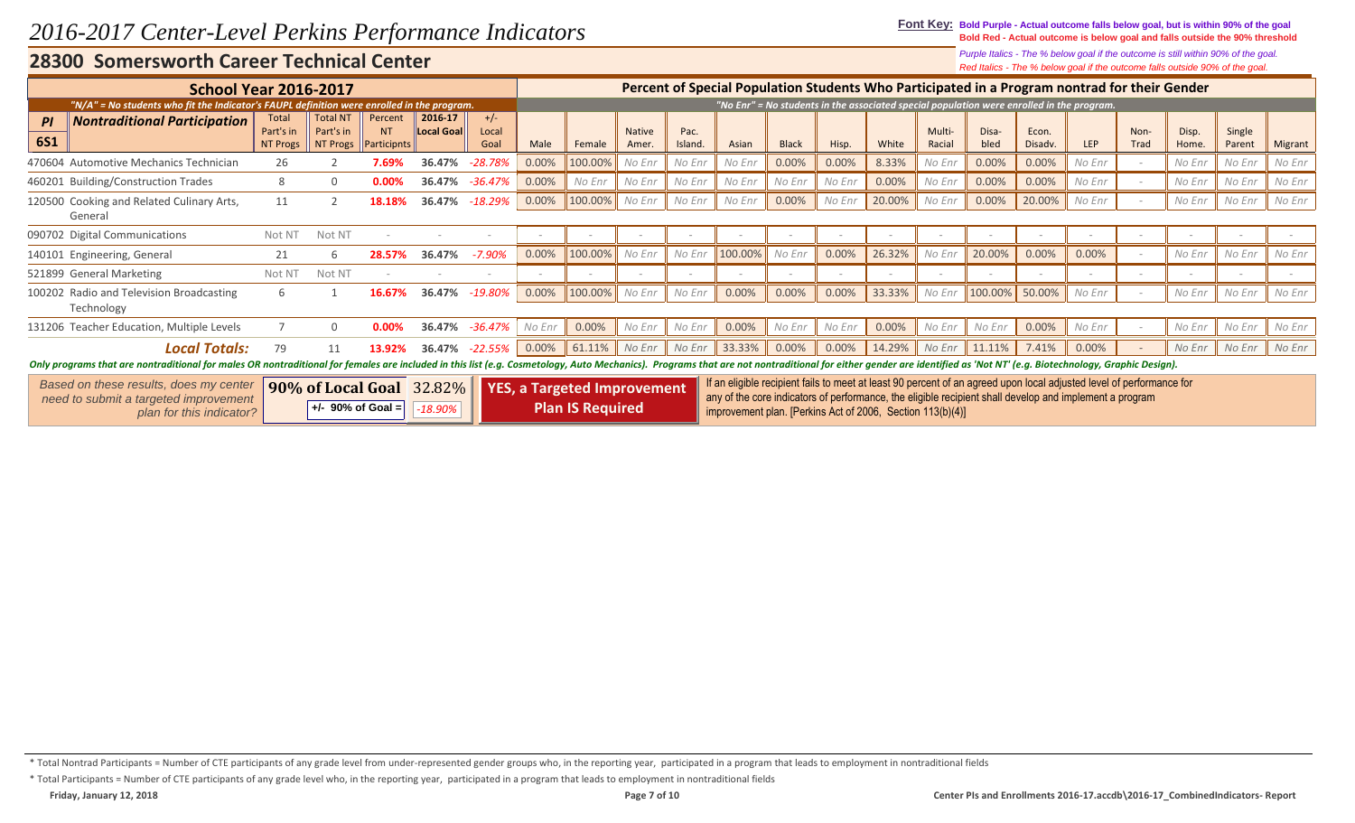# 2016-2017 Center-Level Perkins Performance Indicators

**Font Key:** **Bold Purple - Actual outcome falls below goal, but is within 90% of the goal**
**Bold Red - Actual outcome is below goal and falls outside the 90% threshold**
*Purple Italics - The % below goal if the outcome is still within 90% of the goal.*
*Red Italics - The % below goal if the outcome falls outside 90% of the goal.*

## 28300 Somersworth Career Technical Center

| School Year 2016-2017 | | | | | | Percent of Special Population Students Who Participated in a Program nontrad for their Gender | | | | | | | | | | | | | | | | |
|---|---|---|---|---|---|---|---|---|---|---|---|---|---|---|---|---|---|---|---|---|---|---|
| *"N/A" = No students who fit the Indicator's FAUPL definition were enrolled in the program.* | | | | | | *"No Enr" = No students in the associated special population were enrolled in the program.* | | | | | | | | | | | | | | | | |
| **PI 6S1 Nontraditional Participation** | Total Part's in NT Progs | Total NT Part's in NT Progs | Percent NT Participnts | 2016-17 Local Goal | +/- Local Goal | Male | Female | Native Amer. | Pac. Island. | Asian | Black | Hisp. | White | Multi-Racial | Disa-bled | Econ. Disadv. | LEP | Non-Trad | Disp. Home. | Single Parent | Migrant |
| 470604 Automotive Mechanics Technician | 26 | 2 | **7.69%** | **36.47%** | *-28.78%* | 0.00% | 100.00% | *No Enr* | *No Enr* | *No Enr* | 0.00% | 0.00% | 8.33% | *No Enr* | 0.00% | 0.00% | *No Enr* | - | *No Enr* | *No Enr* | *No Enr* |
| 460201 Building/Construction Trades | 8 | 0 | **0.00%** | **36.47%** | *-36.47%* | 0.00% | *No Enr* | *No Enr* | *No Enr* | *No Enr* | *No Enr* | *No Enr* | 0.00% | *No Enr* | 0.00% | 0.00% | *No Enr* | - | *No Enr* | *No Enr* | *No Enr* |
| 120500 Cooking and Related Culinary Arts, General | 11 | 2 | **18.18%** | **36.47%** | *-18.29%* | 0.00% | 100.00% | *No Enr* | *No Enr* | *No Enr* | 0.00% | *No Enr* | 20.00% | *No Enr* | 0.00% | 20.00% | *No Enr* | - | *No Enr* | *No Enr* | *No Enr* |
| 090702 Digital Communications | Not NT | Not NT | - | - | - | - | - | - | - | - | - | - | - | - | - | - | - | - | - | - | - |
| 140101 Engineering, General | 21 | 6 | **28.57%** | **36.47%** | *-7.90%* | 0.00% | 100.00% | *No Enr* | *No Enr* | 100.00% | *No Enr* | 0.00% | 26.32% | *No Enr* | 20.00% | 0.00% | 0.00% | - | *No Enr* | *No Enr* | *No Enr* |
| 521899 General Marketing | Not NT | Not NT | - | - | - | - | - | - | - | - | - | - | - | - | - | - | - | - | - | - | - |
| 100202 Radio and Television Broadcasting Technology | 6 | 1 | **16.67%** | **36.47%** | *-19.80%* | 0.00% | 100.00% | *No Enr* | *No Enr* | 0.00% | 0.00% | 0.00% | 33.33% | *No Enr* | 100.00% | 50.00% | *No Enr* | - | *No Enr* | *No Enr* | *No Enr* |
| 131206 Teacher Education, Multiple Levels | 7 | 0 | **0.00%** | **36.47%** | *-36.47%* | *No Enr* | 0.00% | *No Enr* | *No Enr* | 0.00% | *No Enr* | *No Enr* | 0.00% | *No Enr* | *No Enr* | 0.00% | *No Enr* | - | *No Enr* | *No Enr* | *No Enr* |
| ***Local Totals:*** | 79 | 11 | **13.92%** | **36.47%** | *-22.55%* | 0.00% | 61.11% | *No Enr* | *No Enr* | 33.33% | 0.00% | 0.00% | 14.29% | *No Enr* | 11.11% | 7.41% | 0.00% | - | *No Enr* | *No Enr* | *No Enr* |

***Only programs that are nontraditional for males OR nontraditional for females are included in this list (e.g. Cosmetology, Auto Mechanics). Programs that are not nontraditional for either gender are identified as 'Not NT' (e.g. Biotechnology, Graphic Design).***

*Based on these results, does my center need to submit a targeted improvement plan for this indicator?*

**90% of Local Goal** 32.82%
**+/- 90% of Goal =** *-18.90%*

**YES, a Targeted Improvement Plan IS Required**

If an eligible recipient fails to meet at least 90 percent of an agreed upon local adjusted level of performance for any of the core indicators of performance, the eligible recipient shall develop and implement a program improvement plan. [Perkins Act of 2006, Section 113(b)(4)]

\* Total Nontrad Participants = Number of CTE participants of any grade level from under-represented gender groups who, in the reporting year, participated in a program that leads to employment in nontraditional fields

\* Total Participants = Number of CTE participants of any grade level who, in the reporting year, participated in a program that leads to employment in nontraditional fields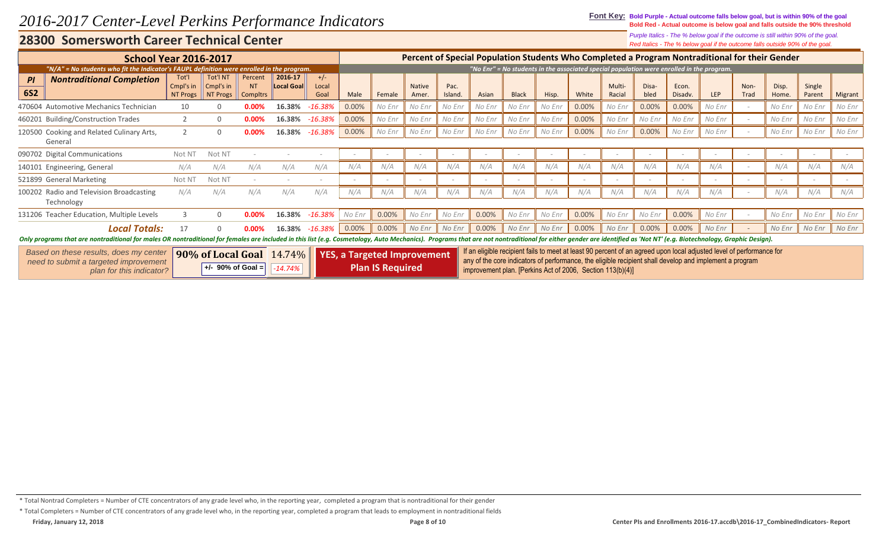# 2016-2017 Center-Level Perkins Performance Indicators

**Font Key:** **Bold Purple - Actual outcome falls below goal, but is within 90% of the goal**
**Bold Red - Actual outcome is below goal and falls outside the 90% threshold**
*Purple Italics - The % below goal if the outcome is still within 90% of the goal.*
*Red Italics - The % below goal if the outcome falls outside 90% of the goal.*

## 28300 Somersworth Career Technical Center

| School Year 2016-2017 | | | | | | Percent of Special Population Students Who Completed a Program Nontraditional for their Gender | | | | | | | | | | | | | | | | |
|---|---|---|---|---|---|---|---|---|---|---|---|---|---|---|---|---|---|---|---|---|---|---|
| *"N/A" = No students who fit the Indicator's FAUPL definition were enrolled in the program.* | | | | | | *"No Enr" = No students in the associated special population were enrolled in the program.* | | | | | | | | | | | | | | | | |
| **PI 6S2 Nontraditional Completion** | Tot'l Cmpl's in NT Progs | Tot'l NT Cmpl's in NT Progs | Percent NT Compltrs | 2016-17 Local Goal | +/- Local Goal | Male | Female | Native Amer. | Pac. Island. | Asian | Black | Hisp. | White | Multi-Racial | Disa-bled | Econ. Disadv. | LEP | Non-Trad | Disp. Home. | Single Parent | Migrant |
| 470604 Automotive Mechanics Technician | 10 | 0 | **0.00%** | **16.38%** | *-16.38%* | 0.00% | *No Enr* | *No Enr* | *No Enr* | *No Enr* | *No Enr* | *No Enr* | 0.00% | *No Enr* | 0.00% | 0.00% | *No Enr* | - | *No Enr* | *No Enr* | *No Enr* |
| 460201 Building/Construction Trades | 2 | 0 | **0.00%** | **16.38%** | *-16.38%* | 0.00% | *No Enr* | *No Enr* | *No Enr* | *No Enr* | *No Enr* | *No Enr* | 0.00% | *No Enr* | *No Enr* | *No Enr* | *No Enr* | - | *No Enr* | *No Enr* | *No Enr* |
| 120500 Cooking and Related Culinary Arts, General | 2 | 0 | **0.00%** | **16.38%** | *-16.38%* | 0.00% | *No Enr* | *No Enr* | *No Enr* | *No Enr* | *No Enr* | *No Enr* | 0.00% | *No Enr* | 0.00% | *No Enr* | *No Enr* | - | *No Enr* | *No Enr* | *No Enr* |
| 090702 Digital Communications | Not NT | Not NT | - | - | - | - | - | - | - | - | - | - | - | - | - | - | - | - | - | - | - |
| 140101 Engineering, General | *N/A* | *N/A* | *N/A* | *N/A* | *N/A* | *N/A* | *N/A* | *N/A* | *N/A* | *N/A* | *N/A* | *N/A* | *N/A* | *N/A* | *N/A* | *N/A* | *N/A* | - | *N/A* | *N/A* | *N/A* |
| 521899 General Marketing | Not NT | Not NT | - | - | - | - | - | - | - | - | - | - | - | - | - | - | - | - | - | - | - |
| 100202 Radio and Television Broadcasting Technology | *N/A* | *N/A* | *N/A* | *N/A* | *N/A* | *N/A* | *N/A* | *N/A* | *N/A* | *N/A* | *N/A* | *N/A* | *N/A* | *N/A* | *N/A* | *N/A* | *N/A* | - | *N/A* | *N/A* | *N/A* |
| 131206 Teacher Education, Multiple Levels | 3 | 0 | **0.00%** | **16.38%** | *-16.38%* | *No Enr* | 0.00% | *No Enr* | *No Enr* | 0.00% | *No Enr* | *No Enr* | 0.00% | *No Enr* | *No Enr* | 0.00% | *No Enr* | - | *No Enr* | *No Enr* | *No Enr* |
| ***Local Totals:*** | 17 | 0 | **0.00%** | **16.38%** | *-16.38%* | 0.00% | 0.00% | *No Enr* | *No Enr* | 0.00% | *No Enr* | *No Enr* | 0.00% | *No Enr* | 0.00% | 0.00% | *No Enr* | - | *No Enr* | *No Enr* | *No Enr* |

***Only programs that are nontraditional for males OR nontraditional for females are included in this list (e.g. Cosmetology, Auto Mechanics). Programs that are not nontraditional for either gender are identified as 'Not NT' (e.g. Biotechnology, Graphic Design).***

| *Based on these results, does my center need to submit a targeted improvement plan for this indicator?* | **90% of Local Goal** 14.74% / **+/- 90% of Goal =** *-14.74%* | **YES, a Targeted Improvement Plan IS Required** | If an eligible recipient fails to meet at least 90 percent of an agreed upon local adjusted level of performance for any of the core indicators of performance, the eligible recipient shall develop and implement a program improvement plan. [Perkins Act of 2006, Section 113(b)(4)] |
|---|---|---|---|

\* Total Nontrad Completers = Number of CTE concentrators of any grade level who, in the reporting year, completed a program that is nontraditional for their gender

\* Total Completers = Number of CTE concentrators of any grade level who, in the reporting year, completed a program that leads to employment in nontraditional fields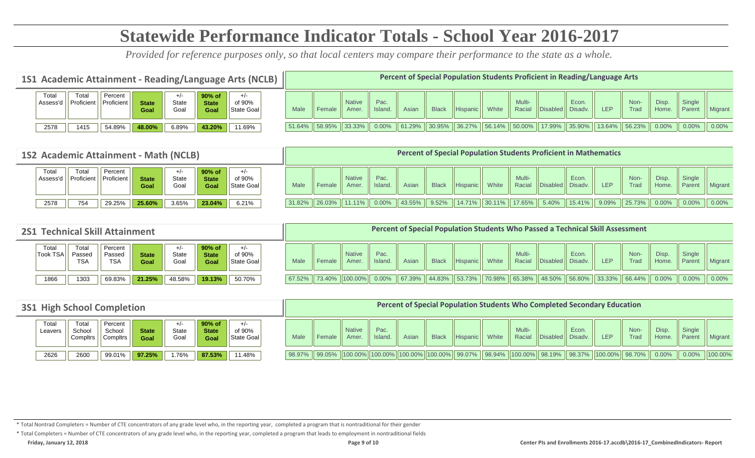# Statewide Performance Indicator Totals - School Year 2016-2017

*Provided for reference purposes only, so that local centers may compare their performance to the state as a whole.*

## 1S1 Academic Attainment - Reading/Language Arts (NCLB)

| Total Assess'd | Total Proficient | Percent Proficient | State Goal | +/- State Goal | 90% of State Goal | +/- of 90% State Goal |
|---|---|---|---|---|---|---|
| 2578 | 1415 | 54.89% | 48.00% | 6.89% | 43.20% | 11.69% |

**Percent of Special Population Students Proficient in Reading/Language Arts**

| Male | Female | Native Amer. | Pac. Island. | Asian | Black | Hispanic | White | Multi-Racial | Disabled | Econ. Disadv. | LEP | Non-Trad | Disp. Home. | Single Parent | Migrant |
|---|---|---|---|---|---|---|---|---|---|---|---|---|---|---|---|
| 51.64% | 58.95% | 33.33% | 0.00% | 61.29% | 30.95% | 36.27% | 56.14% | 50.00% | 17.99% | 35.90% | 13.64% | 56.23% | 0.00% | 0.00% | 0.00% |

## 1S2 Academic Attainment - Math (NCLB)

| Total Assess'd | Total Proficient | Percent Proficient | State Goal | +/- State Goal | 90% of State Goal | +/- of 90% State Goal |
|---|---|---|---|---|---|---|
| 2578 | 754 | 29.25% | 25.60% | 3.65% | 23.04% | 6.21% |

**Percent of Special Population Students Proficient in Mathematics**

| Male | Female | Native Amer. | Pac. Island. | Asian | Black | Hispanic | White | Multi-Racial | Disabled | Econ. Disadv. | LEP | Non-Trad | Disp. Home. | Single Parent | Migrant |
|---|---|---|---|---|---|---|---|---|---|---|---|---|---|---|---|
| 31.82% | 26.03% | 11.11% | 0.00% | 43.55% | 9.52% | 14.71% | 30.11% | 17.65% | 5.40% | 15.41% | 9.09% | 25.73% | 0.00% | 0.00% | 0.00% |

## 2S1 Technical Skill Attainment

| Total Took TSA | Total Passed TSA | Percent Passed TSA | State Goal | +/- State Goal | 90% of State Goal | +/- of 90% State Goal |
|---|---|---|---|---|---|---|
| 1866 | 1303 | 69.83% | 21.25% | 48.58% | 19.13% | 50.70% |

**Percent of Special Population Students Who Passed a Technical Skill Assessment**

| Male | Female | Native Amer. | Pac. Island. | Asian | Black | Hispanic | White | Multi-Racial | Disabled | Econ. Disadv. | LEP | Non-Trad | Disp. Home. | Single Parent | Migrant |
|---|---|---|---|---|---|---|---|---|---|---|---|---|---|---|---|
| 67.52% | 73.40% | 100.00% | 0.00% | 67.39% | 44.83% | 53.73% | 70.98% | 65.38% | 48.50% | 56.80% | 33.33% | 66.44% | 0.00% | 0.00% | 0.00% |

## 3S1 High School Completion

| Total Leavers | Total School Compltrs | Percent School Compltrs | State Goal | +/- State Goal | 90% of State Goal | +/- of 90% State Goal |
|---|---|---|---|---|---|---|
| 2626 | 2600 | 99.01% | 97.25% | 1.76% | 87.53% | 11.48% |

**Percent of Special Population Students Who Completed Secondary Education**

| Male | Female | Native Amer. | Pac. Island. | Asian | Black | Hispanic | White | Multi-Racial | Disabled | Econ. Disadv. | LEP | Non-Trad | Disp. Home. | Single Parent | Migrant |
|---|---|---|---|---|---|---|---|---|---|---|---|---|---|---|---|
| 98.97% | 99.05% | 100.00% | 100.00% | 100.00% | 100.00% | 99.07% | 98.94% | 100.00% | 98.19% | 98.37% | 100.00% | 98.70% | 0.00% | 0.00% | 100.00% |

* Total Nontrad Completers = Number of CTE concentrators of any grade level who, in the reporting year, completed a program that is nontraditional for their gender

* Total Completers = Number of CTE concentrators of any grade level who, in the reporting year, completed a program that leads to employment in nontraditional fields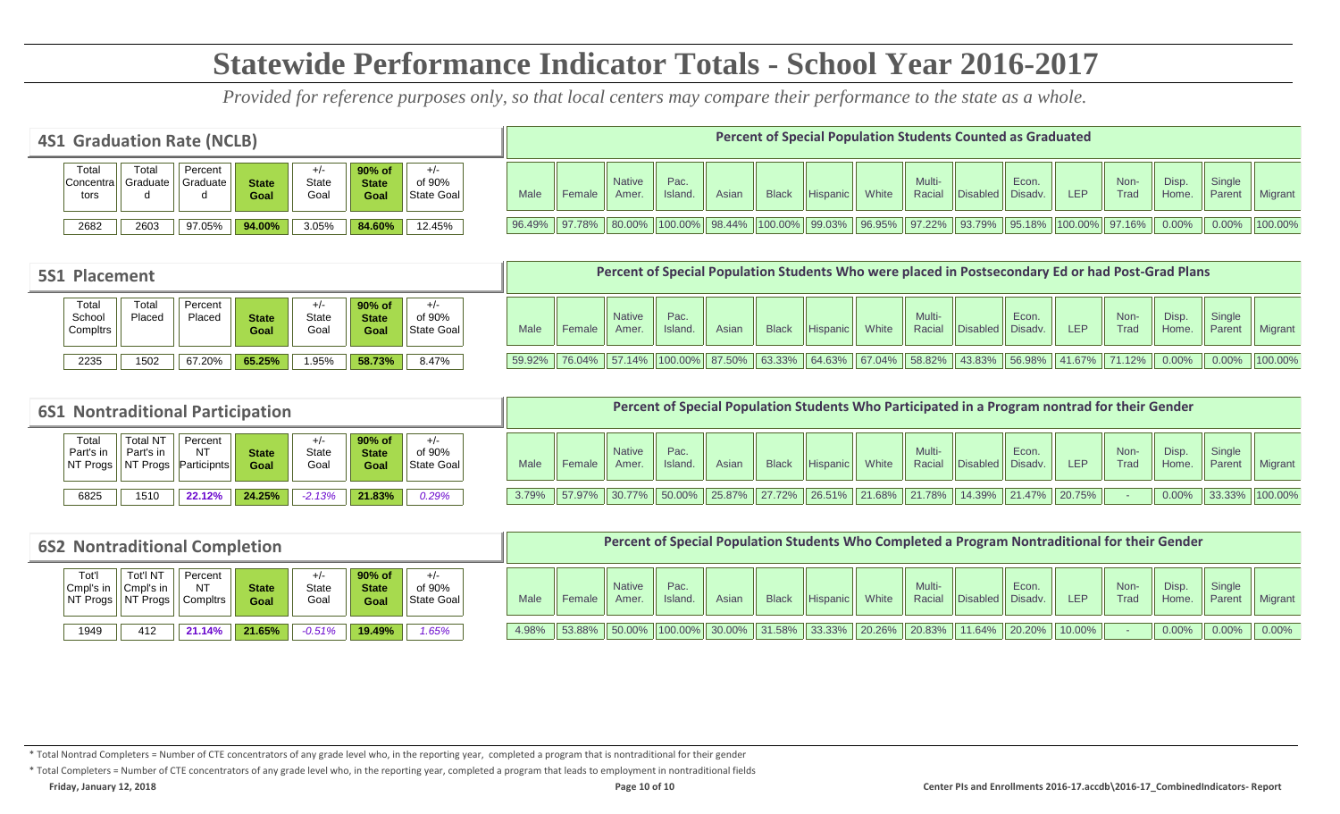# Statewide Performance Indicator Totals - School Year 2016-2017

*Provided for reference purposes only, so that local centers may compare their performance to the state as a whole.*

## 4S1 Graduation Rate (NCLB)

| Total Concentrators | Total Graduated | Percent Graduated | State Goal | +/- State Goal | 90% of State Goal | +/- of 90% State Goal |
|---|---|---|---|---|---|---|
| 2682 | 2603 | 97.05% | 94.00% | 3.05% | 84.60% | 12.45% |

**Percent of Special Population Students Counted as Graduated**

| Male | Female | Native Amer. | Pac. Island. | Asian | Black | Hispanic | White | Multi-Racial | Disabled | Econ. Disadv. | LEP | Non-Trad | Disp. Home. | Single Parent | Migrant |
|---|---|---|---|---|---|---|---|---|---|---|---|---|---|---|---|
| 96.49% | 97.78% | 80.00% | 100.00% | 98.44% | 100.00% | 99.03% | 96.95% | 97.22% | 93.79% | 95.18% | 100.00% | 97.16% | 0.00% | 0.00% | 100.00% |

## 5S1 Placement

| Total School Compltrs | Total Placed | Percent Placed | State Goal | +/- State Goal | 90% of State Goal | +/- of 90% State Goal |
|---|---|---|---|---|---|---|
| 2235 | 1502 | 67.20% | 65.25% | 1.95% | 58.73% | 8.47% |

**Percent of Special Population Students Who were placed in Postsecondary Ed or had Post-Grad Plans**

| Male | Female | Native Amer. | Pac. Island. | Asian | Black | Hispanic | White | Multi-Racial | Disabled | Econ. Disadv. | LEP | Non-Trad | Disp. Home. | Single Parent | Migrant |
|---|---|---|---|---|---|---|---|---|---|---|---|---|---|---|---|
| 59.92% | 76.04% | 57.14% | 100.00% | 87.50% | 63.33% | 64.63% | 67.04% | 58.82% | 43.83% | 56.98% | 41.67% | 71.12% | 0.00% | 0.00% | 100.00% |

## 6S1 Nontraditional Participation

| Total Part's in NT Progs | Total NT Part's in NT Progs | Percent Participnts | State Goal | +/- State Goal | 90% of State Goal | +/- of 90% State Goal |
|---|---|---|---|---|---|---|
| 6825 | 1510 | 22.12% | 24.25% | -2.13% | 21.83% | 0.29% |

**Percent of Special Population Students Who Participated in a Program nontrad for their Gender**

| Male | Female | Native Amer. | Pac. Island. | Asian | Black | Hispanic | White | Multi-Racial | Disabled | Econ. Disadv. | LEP | Non-Trad | Disp. Home. | Single Parent | Migrant |
|---|---|---|---|---|---|---|---|---|---|---|---|---|---|---|---|
| 3.79% | 57.97% | 30.77% | 50.00% | 25.87% | 27.72% | 26.51% | 21.68% | 21.78% | 14.39% | 21.47% | 20.75% | - | 0.00% | 33.33% | 100.00% |

## 6S2 Nontraditional Completion

| Tot'l Cmpl's in NT Progs | Tot'l NT Cmpl's in NT Progs | Percent NT Compltrs | State Goal | +/- State Goal | 90% of State Goal | +/- of 90% State Goal |
|---|---|---|---|---|---|---|
| 1949 | 412 | 21.14% | 21.65% | -0.51% | 19.49% | 1.65% |

**Percent of Special Population Students Who Completed a Program Nontraditional for their Gender**

| Male | Female | Native Amer. | Pac. Island. | Asian | Black | Hispanic | White | Multi-Racial | Disabled | Econ. Disadv. | LEP | Non-Trad | Disp. Home. | Single Parent | Migrant |
|---|---|---|---|---|---|---|---|---|---|---|---|---|---|---|---|
| 4.98% | 53.88% | 50.00% | 100.00% | 30.00% | 31.58% | 33.33% | 20.26% | 20.83% | 11.64% | 20.20% | 10.00% | - | 0.00% | 0.00% | 0.00% |

* Total Nontrad Completers = Number of CTE concentrators of any grade level who, in the reporting year, completed a program that is nontraditional for their gender

* Total Completers = Number of CTE concentrators of any grade level who, in the reporting year, completed a program that leads to employment in nontraditional fields

Friday, January 12, 2018

Center PIs and Enrollments 2016-17.accdb\2016-17_CombinedIndicators- Report